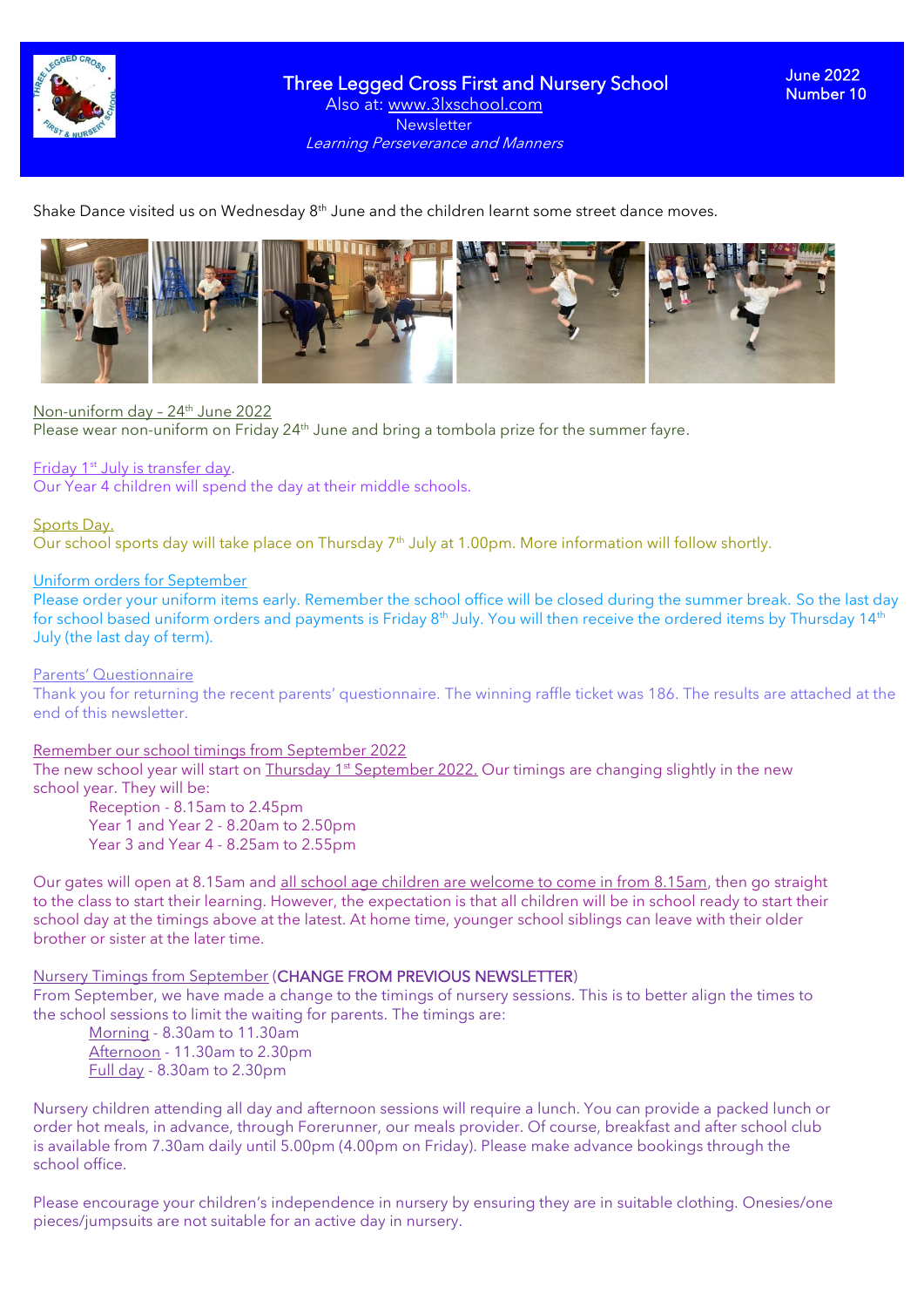# Three Legged Cross First and Nursery School

Also at: www.3lxschool.com

Newsletter

*Learning Perseverance and Manners*

June 2022
Number 10

Shake Dance visited us on Wednesday 8th June and the children learnt some street dance moves.

Non-uniform day – 24th June 2022

Please wear non-uniform on Friday 24th June and bring a tombola prize for the summer fayre.

Friday 1st July is transfer day.

Our Year 4 children will spend the day at their middle schools.

Sports Day.

Our school sports day will take place on Thursday 7th July at 1.00pm. More information will follow shortly.

Uniform orders for September

Please order your uniform items early. Remember the school office will be closed during the summer break. So the last day for school based uniform orders and payments is Friday 8th July. You will then receive the ordered items by Thursday 14th July (the last day of term).

Parents' Questionnaire

Thank you for returning the recent parents' questionnaire. The winning raffle ticket was 186. The results are attached at the end of this newsletter.

Remember our school timings from September 2022

The new school year will start on Thursday 1st September 2022. Our timings are changing slightly in the new school year. They will be:

- Reception - 8.15am to 2.45pm
- Year 1 and Year 2 - 8.20am to 2.50pm
- Year 3 and Year 4 - 8.25am to 2.55pm

Our gates will open at 8.15am and all school age children are welcome to come in from 8.15am, then go straight to the class to start their learning. However, the expectation is that all children will be in school ready to start their school day at the timings above at the latest. At home time, younger school siblings can leave with their older brother or sister at the later time.

Nursery Timings from September (CHANGE FROM PREVIOUS NEWSLETTER)

From September, we have made a change to the timings of nursery sessions. This is to better align the times to the school sessions to limit the waiting for parents. The timings are:

- Morning - 8.30am to 11.30am
- Afternoon - 11.30am to 2.30pm
- Full day - 8.30am to 2.30pm

Nursery children attending all day and afternoon sessions will require a lunch. You can provide a packed lunch or order hot meals, in advance, through Forerunner, our meals provider. Of course, breakfast and after school club is available from 7.30am daily until 5.00pm (4.00pm on Friday). Please make advance bookings through the school office.

Please encourage your children's independence in nursery by ensuring they are in suitable clothing. Onesies/one pieces/jumpsuits are not suitable for an active day in nursery.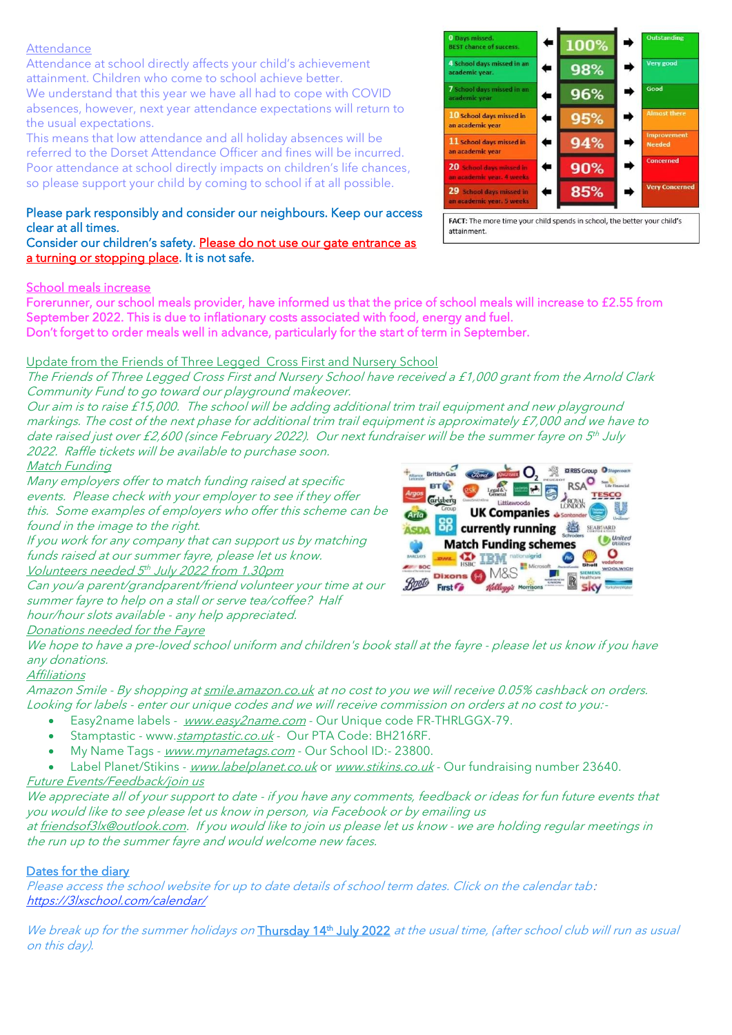## Attendance

Attendance at school directly affects your child's achievement attainment. Children who come to school achieve better.
We understand that this year we have all had to cope with COVID absences, however, next year attendance expectations will return to the usual expectations.
This means that low attendance and all holiday absences will be referred to the Dorset Attendance Officer and fines will be incurred.
Poor attendance at school directly impacts on children's life chances, so please support your child by coming to school if at all possible.

| Days missed | Attendance | Rating |
|---|---|---|
| 0 Days missed. BEST chance of success. | 100% | Outstanding |
| 4 School days missed in an academic year. | 98% | Very good |
| 7 School days missed in an academic year | 96% | Good |
| 10 School days missed in an academic year | 95% | Almost there |
| 11 School days missed in an academic year | 94% | Improvement Needed |
| 20 School days missed in an academic year. 4 weeks | 90% | Concerned |
| 29 School days missed in an academic year. 5 weeks | 85% | Very Concerned |

FACT: The more time your child spends in school, the better your child's attainment.

Please park responsibly and consider our neighbours. Keep our access clear at all times.
Consider our children's safety. Please do not use our gate entrance as a turning or stopping place. It is not safe.

## School meals increase

Forerunner, our school meals provider, have informed us that the price of school meals will increase to £2.55 from September 2022. This is due to inflationary costs associated with food, energy and fuel.
Don't forget to order meals well in advance, particularly for the start of term in September.

## Update from the Friends of Three Legged Cross First and Nursery School

*The Friends of Three Legged Cross First and Nursery School have received a £1,000 grant from the Arnold Clark Community Fund to go toward our playground makeover.*
*Our aim is to raise £15,000. The school will be adding additional trim trail equipment and new playground markings. The cost of the next phase for additional trim trail equipment is approximately £7,000 and we have to date raised just over £2,600 (since February 2022). Our next fundraiser will be the summer fayre on 5th July 2022. Raffle tickets will be available to purchase soon.*

### Match Funding

*Many employers offer to match funding raised at specific events. Please check with your employer to see if they offer this. Some examples of employers who offer this scheme can be found in the image to the right.*
*If you work for any company that can support us by matching funds raised at our summer fayre, please let us know.*

UK Companies currently running Match Funding schemes

### Volunteers needed 5th July 2022 from 1.30pm

*Can you/a parent/grandparent/friend volunteer your time at our summer fayre to help on a stall or serve tea/coffee? Half hour/hour slots available - any help appreciated.*

### Donations needed for the Fayre

*We hope to have a pre-loved school uniform and children's book stall at the fayre - please let us know if you have any donations.*

### Affiliations

*Amazon Smile - By shopping at smile.amazon.co.uk at no cost to you we will receive 0.05% cashback on orders.*
*Looking for labels - enter our unique codes and we will receive commission on orders at no cost to you:-*

- Easy2name labels - www.easy2name.com - Our Unique code FR-THRLGGX-79.
- Stamptastic - www.stamptastic.co.uk - Our PTA Code: BH216RF.
- My Name Tags - www.mynametags.com - Our School ID:- 23800.
- Label Planet/Stikins - www.labelplanet.co.uk or www.stikins.co.uk - Our fundraising number 23640.

### Future Events/Feedback/join us

*We appreciate all of your support to date - if you have any comments, feedback or ideas for fun future events that you would like to see please let us know in person, via Facebook or by emailing us at friendsof3lx@outlook.com. If you would like to join us please let us know - we are holding regular meetings in the run up to the summer fayre and would welcome new faces.*

## Dates for the diary

*Please access the school website for up to date details of school term dates. Click on the calendar tab: https://3lxschool.com/calendar/*

*We break up for the summer holidays on* Thursday 14th July 2022 *at the usual time, (after school club will run as usual on this day).*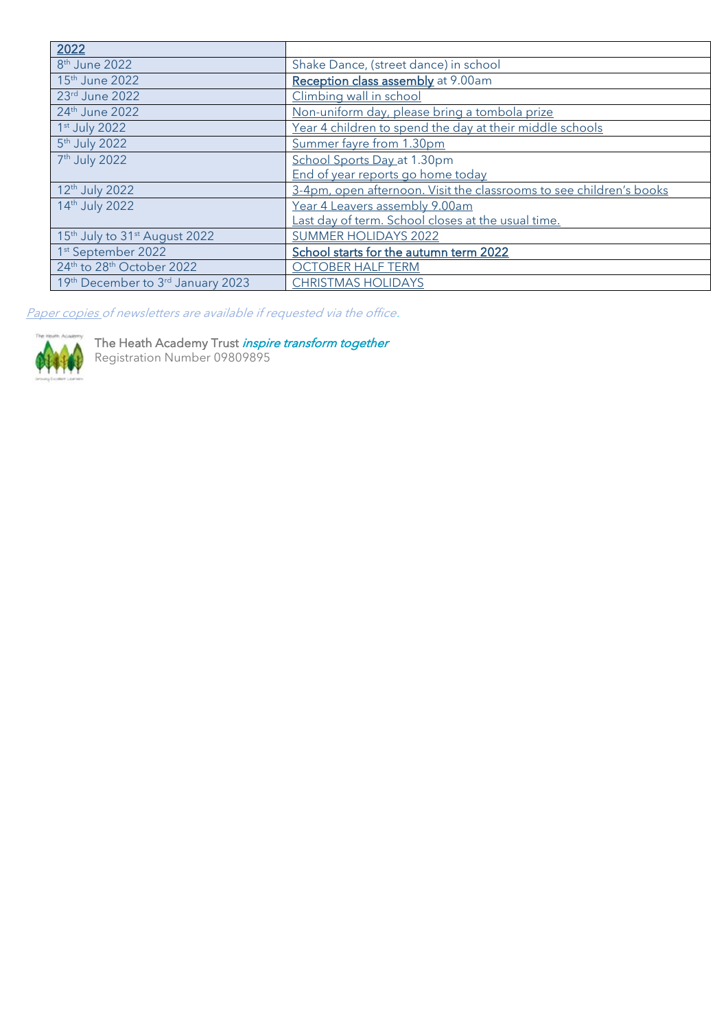| 2022 | |
|---|---|
| 8th June 2022 | Shake Dance, (street dance) in school |
| 15th June 2022 | **Reception class assembly** at 9.00am |
| 23rd June 2022 | Climbing wall in school |
| 24th June 2022 | Non-uniform day, please bring a tombola prize |
| 1st July 2022 | Year 4 children to spend the day at their middle schools |
| 5th July 2022 | Summer fayre from 1.30pm |
| 7th July 2022 | School Sports Day at 1.30pm<br>End of year reports go home today |
| 12th July 2022 | 3-4pm, open afternoon. Visit the classrooms to see children's books |
| 14th July 2022 | Year 4 Leavers assembly 9.00am<br>Last day of term. School closes at the usual time. |
| 15th July to 31st August 2022 | SUMMER HOLIDAYS 2022 |
| 1st September 2022 | **School starts for the autumn term 2022** |
| 24th to 28th October 2022 | OCTOBER HALF TERM |
| 19th December to 3rd January 2023 | CHRISTMAS HOLIDAYS |

*Paper copies of newsletters are available if requested via the office.*

The Heath Academy Trust *inspire transform together*
Registration Number 09809895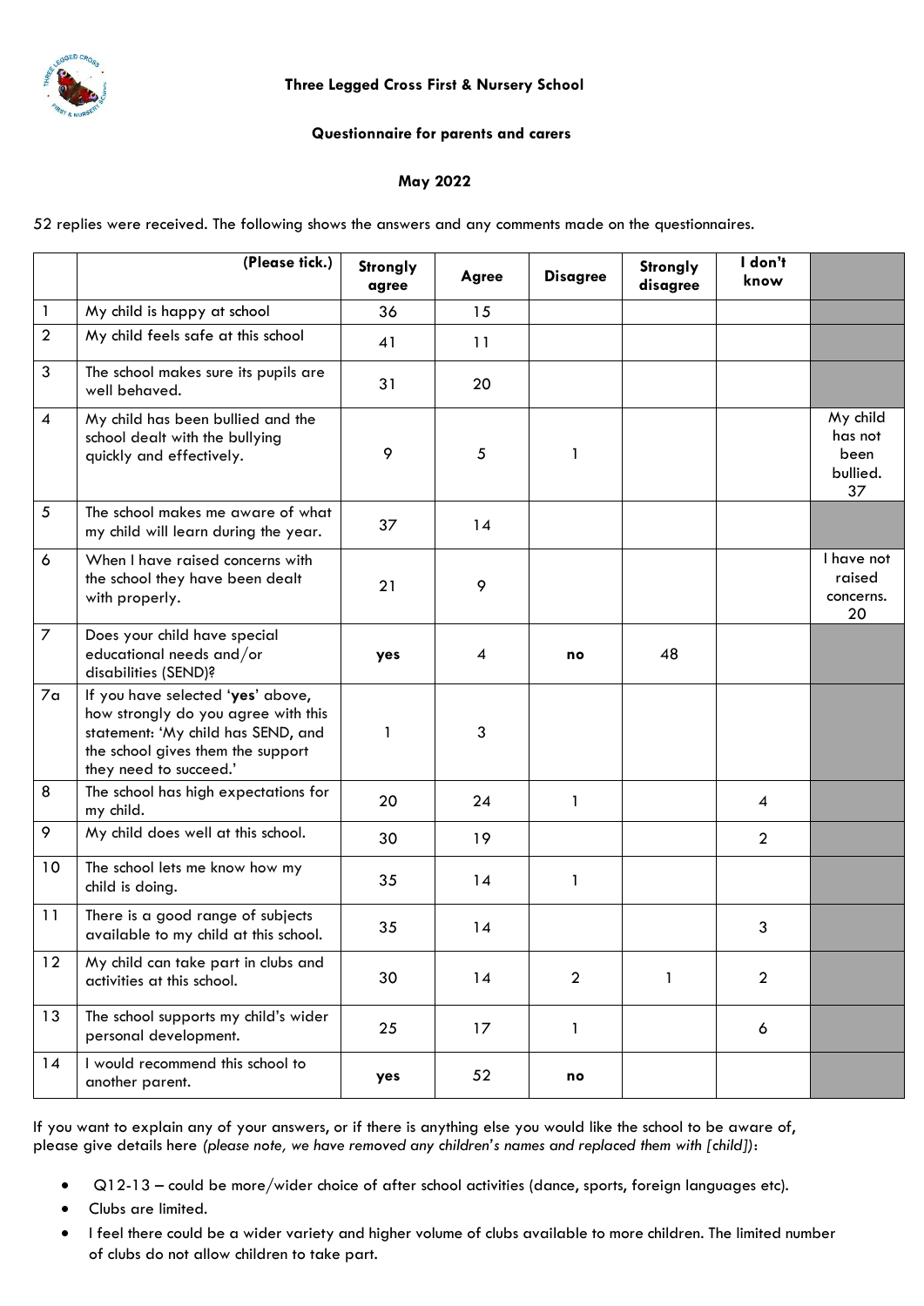**Three Legged Cross First & Nursery School**

**Questionnaire for parents and carers**

**May 2022**

52 replies were received. The following shows the answers and any comments made on the questionnaires.

| | (Please tick.) | Strongly agree | Agree | Disagree | Strongly disagree | I don't know | |
|---|---|---|---|---|---|---|---|
| 1 | My child is happy at school | 36 | 15 | | | | |
| 2 | My child feels safe at this school | 41 | 11 | | | | |
| 3 | The school makes sure its pupils are well behaved. | 31 | 20 | | | | |
| 4 | My child has been bullied and the school dealt with the bullying quickly and effectively. | 9 | 5 | 1 | | | My child has not been bullied. 37 |
| 5 | The school makes me aware of what my child will learn during the year. | 37 | 14 | | | | |
| 6 | When I have raised concerns with the school they have been dealt with properly. | 21 | 9 | | | | I have not raised concerns. 20 |
| 7 | Does your child have special educational needs and/or disabilities (SEND)? | **yes** | 4 | **no** | 48 | | |
| 7a | If you have selected '**yes**' above, how strongly do you agree with this statement: 'My child has SEND, and the school gives them the support they need to succeed.' | 1 | 3 | | | | |
| 8 | The school has high expectations for my child. | 20 | 24 | 1 | | 4 | |
| 9 | My child does well at this school. | 30 | 19 | | | 2 | |
| 10 | The school lets me know how my child is doing. | 35 | 14 | 1 | | | |
| 11 | There is a good range of subjects available to my child at this school. | 35 | 14 | | | 3 | |
| 12 | My child can take part in clubs and activities at this school. | 30 | 14 | 2 | 1 | 2 | |
| 13 | The school supports my child's wider personal development. | 25 | 17 | 1 | | 6 | |
| 14 | I would recommend this school to another parent. | **yes** | 52 | **no** | | | |

If you want to explain any of your answers, or if there is anything else you would like the school to be aware of, please give details here *(please note, we have removed any children's names and replaced them with [child])*:

- Q12-13 – could be more/wider choice of after school activities (dance, sports, foreign languages etc).
- Clubs are limited.
- I feel there could be a wider variety and higher volume of clubs available to more children. The limited number of clubs do not allow children to take part.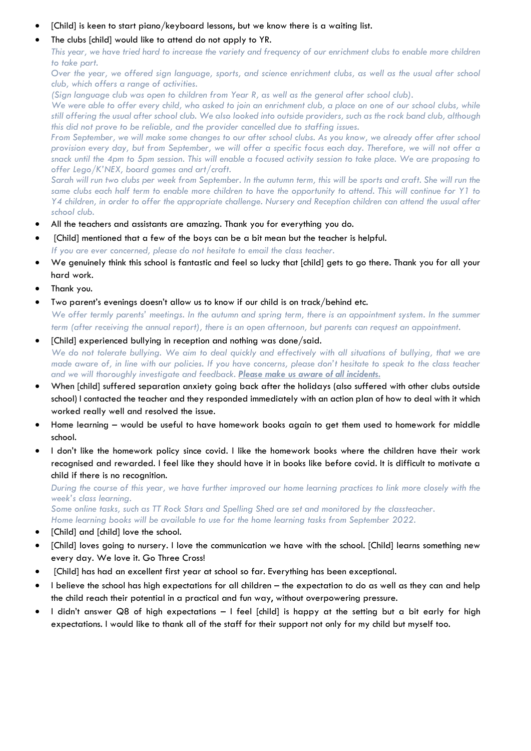- [Child] is keen to start piano/keyboard lessons, but we know there is a waiting list.
- The clubs [child] would like to attend do not apply to YR.

  *This year, we have tried hard to increase the variety and frequency of our enrichment clubs to enable more children to take part.*

  *Over the year, we offered sign language, sports, and science enrichment clubs, as well as the usual after school club, which offers a range of activities.*

  *(Sign language club was open to children from Year R, as well as the general after school club).*

  *We were able to offer every child, who asked to join an enrichment club, a place on one of our school clubs, while still offering the usual after school club. We also looked into outside providers, such as the rock band club, although this did not prove to be reliable, and the provider cancelled due to staffing issues.*

  *From September, we will make some changes to our after school clubs. As you know, we already offer after school provision every day, but from September, we will offer a specific focus each day. Therefore, we will not offer a snack until the 4pm to 5pm session. This will enable a focused activity session to take place. We are proposing to offer Lego/K'NEX, board games and art/craft.*

  *Sarah will run two clubs per week from September. In the autumn term, this will be sports and craft. She will run the same clubs each half term to enable more children to have the opportunity to attend. This will continue for Y1 to Y4 children, in order to offer the appropriate challenge. Nursery and Reception children can attend the usual after school club.*
- All the teachers and assistants are amazing. Thank you for everything you do.
- [Child] mentioned that a few of the boys can be a bit mean but the teacher is helpful.

  *If you are ever concerned, please do not hesitate to email the class teacher.*
- We genuinely think this school is fantastic and feel so lucky that [child] gets to go there. Thank you for all your hard work.
- Thank you.
- Two parent's evenings doesn't allow us to know if our child is on track/behind etc.

  *We offer termly parents' meetings. In the autumn and spring term, there is an appointment system. In the summer term (after receiving the annual report), there is an open afternoon, but parents can request an appointment.*
- [Child] experienced bullying in reception and nothing was done/said.

  *We do not tolerate bullying. We aim to deal quickly and effectively with all situations of bullying, that we are made aware of, in line with our policies. If you have concerns, please don't hesitate to speak to the class teacher and we will thoroughly investigate and feedback.* ***Please make us aware of all incidents.***
- When [child] suffered separation anxiety going back after the holidays (also suffered with other clubs outside school) I contacted the teacher and they responded immediately with an action plan of how to deal with it which worked really well and resolved the issue.
- Home learning – would be useful to have homework books again to get them used to homework for middle school.
- I don't like the homework policy since covid. I like the homework books where the children have their work recognised and rewarded. I feel like they should have it in books like before covid. It is difficult to motivate a child if there is no recognition.

  *During the course of this year, we have further improved our home learning practices to link more closely with the week's class learning.*

  *Some online tasks, such as TT Rock Stars and Spelling Shed are set and monitored by the classteacher.*

  *Home learning books will be available to use for the home learning tasks from September 2022.*
- [Child] and [child] love the school.
- [Child] loves going to nursery. I love the communication we have with the school. [Child] learns something new every day. We love it. Go Three Cross!
- [Child] has had an excellent first year at school so far. Everything has been exceptional.
- I believe the school has high expectations for all children – the expectation to do as well as they can and help the child reach their potential in a practical and fun way, without overpowering pressure.
- I didn't answer Q8 of high expectations – I feel [child] is happy at the setting but a bit early for high expectations. I would like to thank all of the staff for their support not only for my child but myself too.